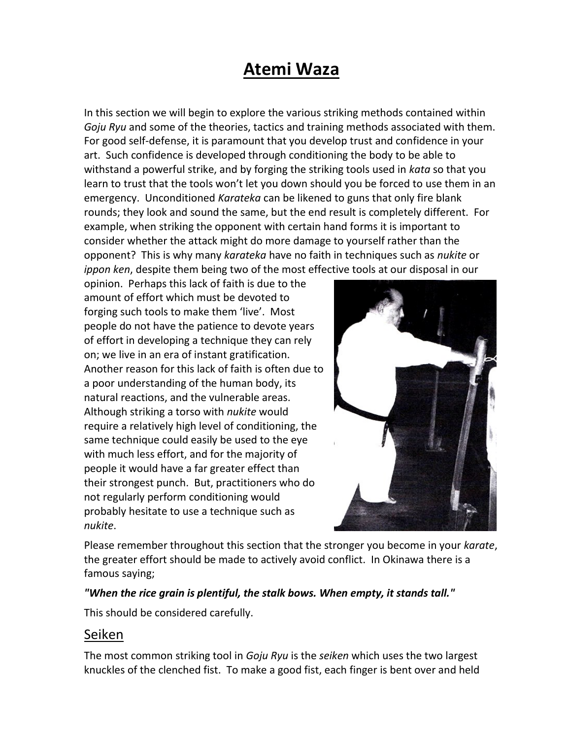# Atemi Waza

In this section we will begin to explore the various striking methods contained within *Goju Ryu* and some of the theories, tactics and training methods associated with them. For good self-defense, it is paramount that you develop trust and confidence in your art. Such confidence is developed through conditioning the body to be able to withstand a powerful strike, and by forging the striking tools used in *kata* so that you learn to trust that the tools won't let you down should you be forced to use them in an emergency. Unconditioned *Karateka* can be likened to guns that only fire blank rounds; they look and sound the same, but the end result is completely different. For example, when striking the opponent with certain hand forms it is important to consider whether the attack might do more damage to yourself rather than the opponent? This is why many *karateka* have no faith in techniques such as *nukite* or *ippon ken*, despite them being two of the most effective tools at our disposal in our opinion. Perhaps this lack of faith is due to the amount of effort which must be devoted to forging such tools to make them 'live'. Most people do not have the patience to devote years of effort in developing a technique they can rely on; we live in an era of instant gratification. Another reason for this lack of faith is often due to a poor understanding of the human body, its natural reactions, and the vulnerable areas. Although striking a torso with *nukite* would require a relatively high level of conditioning, the same technique could easily be used to the eye with much less effort, and for the majority of people it would have a far greater effect than their strongest punch. But, practitioners who do not regularly perform conditioning would probably hesitate to use a technique such as *nukite*.

Please remember throughout this section that the stronger you become in your *karate*, the greater effort should be made to actively avoid conflict. In Okinawa there is a famous saying;

***"When the rice grain is plentiful, the stalk bows. When empty, it stands tall."***

This should be considered carefully.

## Seiken

The most common striking tool in *Goju Ryu* is the *seiken* which uses the two largest knuckles of the clenched fist. To make a good fist, each finger is bent over and held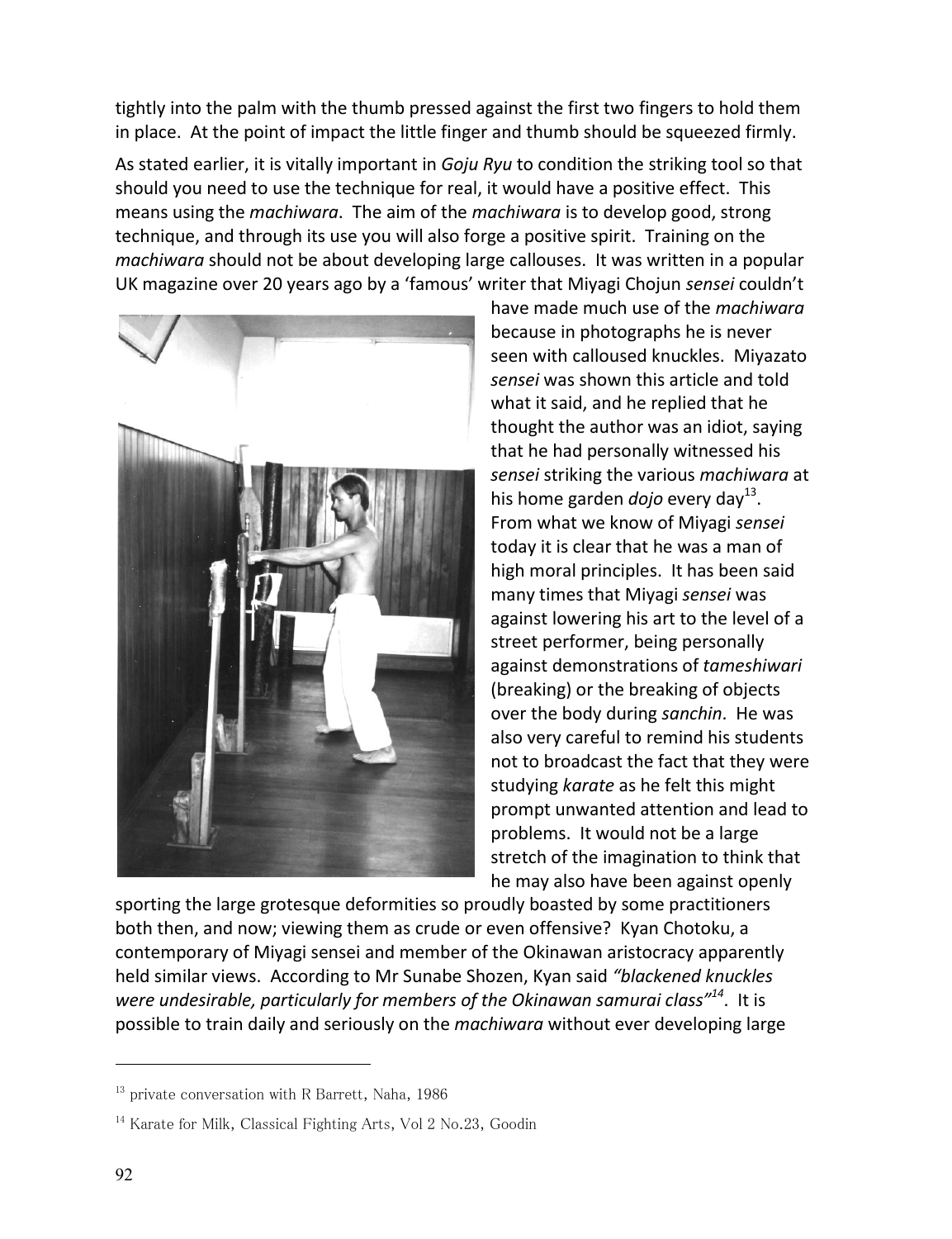tightly into the palm with the thumb pressed against the first two fingers to hold them in place. At the point of impact the little finger and thumb should be squeezed firmly.

As stated earlier, it is vitally important in *Goju Ryu* to condition the striking tool so that should you need to use the technique for real, it would have a positive effect. This means using the *machiwara*. The aim of the *machiwara* is to develop good, strong technique, and through its use you will also forge a positive spirit. Training on the *machiwara* should not be about developing large callouses. It was written in a popular UK magazine over 20 years ago by a 'famous' writer that Miyagi Chojun *sensei* couldn't have made much use of the *machiwara* because in photographs he is never seen with calloused knuckles. Miyazato *sensei* was shown this article and told what it said, and he replied that he thought the author was an idiot, saying that he had personally witnessed his *sensei* striking the various *machiwara* at his home garden *dojo* every day[13]. From what we know of Miyagi *sensei* today it is clear that he was a man of high moral principles. It has been said many times that Miyagi *sensei* was against lowering his art to the level of a street performer, being personally against demonstrations of *tameshiwari* (breaking) or the breaking of objects over the body during *sanchin*. He was also very careful to remind his students not to broadcast the fact that they were studying *karate* as he felt this might prompt unwanted attention and lead to problems. It would not be a large stretch of the imagination to think that he may also have been against openly sporting the large grotesque deformities so proudly boasted by some practitioners both then, and now; viewing them as crude or even offensive? Kyan Chotoku, a contemporary of Miyagi sensei and member of the Okinawan aristocracy apparently held similar views. According to Mr Sunabe Shozen, Kyan said *"blackened knuckles were undesirable, particularly for members of the Okinawan samurai class"*[14]. It is possible to train daily and seriously on the *machiwara* without ever developing large

---

[13] private conversation with R Barrett, Naha, 1986

[14] Karate for Milk, Classical Fighting Arts, Vol 2 No.23, Goodin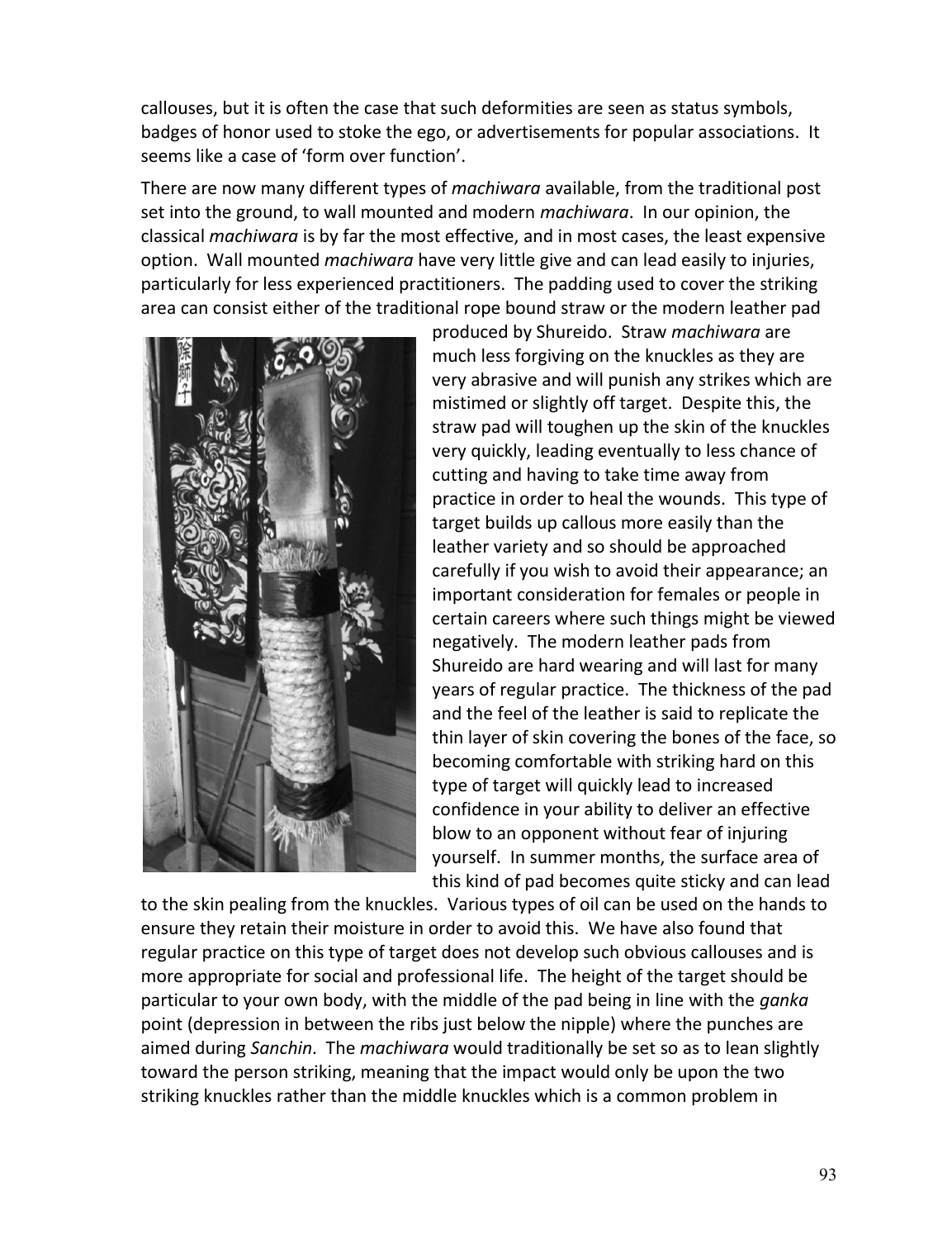callouses, but it is often the case that such deformities are seen as status symbols, badges of honor used to stoke the ego, or advertisements for popular associations. It seems like a case of 'form over function'.

There are now many different types of *machiwara* available, from the traditional post set into the ground, to wall mounted and modern *machiwara*. In our opinion, the classical *machiwara* is by far the most effective, and in most cases, the least expensive option. Wall mounted *machiwara* have very little give and can lead easily to injuries, particularly for less experienced practitioners. The padding used to cover the striking area can consist either of the traditional rope bound straw or the modern leather pad produced by Shureido. Straw *machiwara* are much less forgiving on the knuckles as they are very abrasive and will punish any strikes which are mistimed or slightly off target. Despite this, the straw pad will toughen up the skin of the knuckles very quickly, leading eventually to less chance of cutting and having to take time away from practice in order to heal the wounds. This type of target builds up callous more easily than the leather variety and so should be approached carefully if you wish to avoid their appearance; an important consideration for females or people in certain careers where such things might be viewed negatively. The modern leather pads from Shureido are hard wearing and will last for many years of regular practice. The thickness of the pad and the feel of the leather is said to replicate the thin layer of skin covering the bones of the face, so becoming comfortable with striking hard on this type of target will quickly lead to increased confidence in your ability to deliver an effective blow to an opponent without fear of injuring yourself. In summer months, the surface area of this kind of pad becomes quite sticky and can lead to the skin pealing from the knuckles. Various types of oil can be used on the hands to ensure they retain their moisture in order to avoid this. We have also found that regular practice on this type of target does not develop such obvious callouses and is more appropriate for social and professional life. The height of the target should be particular to your own body, with the middle of the pad being in line with the *ganka* point (depression in between the ribs just below the nipple) where the punches are aimed during *Sanchin*. The *machiwara* would traditionally be set so as to lean slightly toward the person striking, meaning that the impact would only be upon the two striking knuckles rather than the middle knuckles which is a common problem in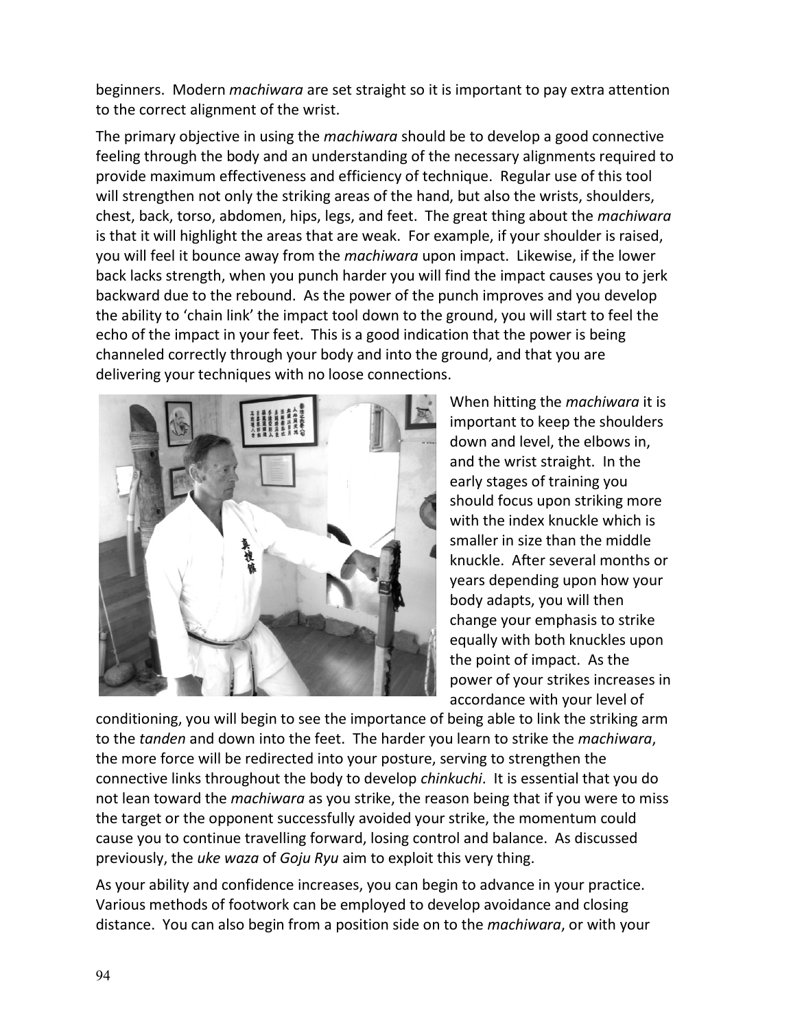beginners. Modern *machiwara* are set straight so it is important to pay extra attention to the correct alignment of the wrist.

The primary objective in using the *machiwara* should be to develop a good connective feeling through the body and an understanding of the necessary alignments required to provide maximum effectiveness and efficiency of technique. Regular use of this tool will strengthen not only the striking areas of the hand, but also the wrists, shoulders, chest, back, torso, abdomen, hips, legs, and feet. The great thing about the *machiwara* is that it will highlight the areas that are weak. For example, if your shoulder is raised, you will feel it bounce away from the *machiwara* upon impact. Likewise, if the lower back lacks strength, when you punch harder you will find the impact causes you to jerk backward due to the rebound. As the power of the punch improves and you develop the ability to 'chain link' the impact tool down to the ground, you will start to feel the echo of the impact in your feet. This is a good indication that the power is being channeled correctly through your body and into the ground, and that you are delivering your techniques with no loose connections.

When hitting the *machiwara* it is important to keep the shoulders down and level, the elbows in, and the wrist straight. In the early stages of training you should focus upon striking more with the index knuckle which is smaller in size than the middle knuckle. After several months or years depending upon how your body adapts, you will then change your emphasis to strike equally with both knuckles upon the point of impact. As the power of your strikes increases in accordance with your level of conditioning, you will begin to see the importance of being able to link the striking arm to the *tanden* and down into the feet. The harder you learn to strike the *machiwara*, the more force will be redirected into your posture, serving to strengthen the connective links throughout the body to develop *chinkuchi*. It is essential that you do not lean toward the *machiwara* as you strike, the reason being that if you were to miss the target or the opponent successfully avoided your strike, the momentum could cause you to continue travelling forward, losing control and balance. As discussed previously, the *uke waza* of *Goju Ryu* aim to exploit this very thing.

As your ability and confidence increases, you can begin to advance in your practice. Various methods of footwork can be employed to develop avoidance and closing distance. You can also begin from a position side on to the *machiwara*, or with your